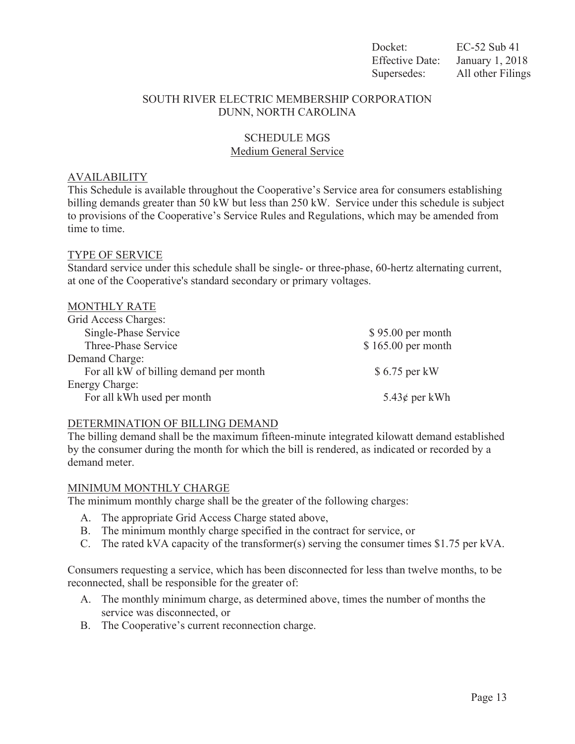| Docket: | EC-52 Sub 41 |
| --- | --- |
| Effective Date: | January 1, 2018 |
| Supersedes: | All other Filings |

SOUTH RIVER ELECTRIC MEMBERSHIP CORPORATION
DUNN, NORTH CAROLINA

# SCHEDULE MGS
## Medium General Service

### AVAILABILITY

This Schedule is available throughout the Cooperative's Service area for consumers establishing billing demands greater than 50 kW but less than 250 kW. Service under this schedule is subject to provisions of the Cooperative's Service Rules and Regulations, which may be amended from time to time.

### TYPE OF SERVICE

Standard service under this schedule shall be single- or three-phase, 60-hertz alternating current, at one of the Cooperative's standard secondary or primary voltages.

### MONTHLY RATE

| | |
| --- | --- |
| Grid Access Charges: | |
| Single-Phase Service | $ 95.00 per month |
| Three-Phase Service | $ 165.00 per month |
| Demand Charge: | |
| For all kW of billing demand per month | $ 6.75 per kW |
| Energy Charge: | |
| For all kWh used per month | 5.43¢ per kWh |

### DETERMINATION OF BILLING DEMAND

The billing demand shall be the maximum fifteen-minute integrated kilowatt demand established by the consumer during the month for which the bill is rendered, as indicated or recorded by a demand meter.

### MINIMUM MONTHLY CHARGE

The minimum monthly charge shall be the greater of the following charges:

A. The appropriate Grid Access Charge stated above,
B. The minimum monthly charge specified in the contract for service, or
C. The rated kVA capacity of the transformer(s) serving the consumer times $1.75 per kVA.

Consumers requesting a service, which has been disconnected for less than twelve months, to be reconnected, shall be responsible for the greater of:

A. The monthly minimum charge, as determined above, times the number of months the service was disconnected, or
B. The Cooperative's current reconnection charge.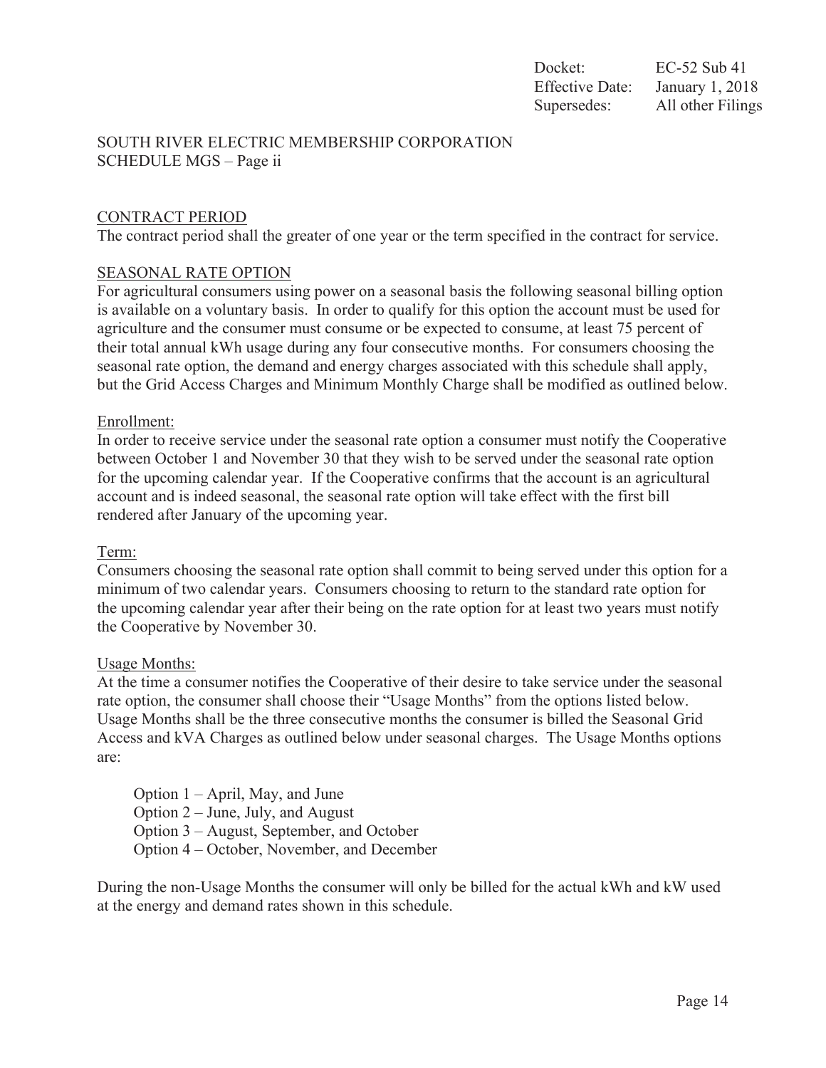Docket: EC-52 Sub 41
Effective Date: January 1, 2018
Supersedes: All other Filings

SOUTH RIVER ELECTRIC MEMBERSHIP CORPORATION
SCHEDULE MGS – Page ii

## CONTRACT PERIOD

The contract period shall the greater of one year or the term specified in the contract for service.

## SEASONAL RATE OPTION

For agricultural consumers using power on a seasonal basis the following seasonal billing option is available on a voluntary basis. In order to qualify for this option the account must be used for agriculture and the consumer must consume or be expected to consume, at least 75 percent of their total annual kWh usage during any four consecutive months. For consumers choosing the seasonal rate option, the demand and energy charges associated with this schedule shall apply, but the Grid Access Charges and Minimum Monthly Charge shall be modified as outlined below.

### Enrollment:

In order to receive service under the seasonal rate option a consumer must notify the Cooperative between October 1 and November 30 that they wish to be served under the seasonal rate option for the upcoming calendar year. If the Cooperative confirms that the account is an agricultural account and is indeed seasonal, the seasonal rate option will take effect with the first bill rendered after January of the upcoming year.

### Term:

Consumers choosing the seasonal rate option shall commit to being served under this option for a minimum of two calendar years. Consumers choosing to return to the standard rate option for the upcoming calendar year after their being on the rate option for at least two years must notify the Cooperative by November 30.

### Usage Months:

At the time a consumer notifies the Cooperative of their desire to take service under the seasonal rate option, the consumer shall choose their "Usage Months" from the options listed below. Usage Months shall be the three consecutive months the consumer is billed the Seasonal Grid Access and kVA Charges as outlined below under seasonal charges. The Usage Months options are:

- Option 1 – April, May, and June
- Option 2 – June, July, and August
- Option 3 – August, September, and October
- Option 4 – October, November, and December

During the non-Usage Months the consumer will only be billed for the actual kWh and kW used at the energy and demand rates shown in this schedule.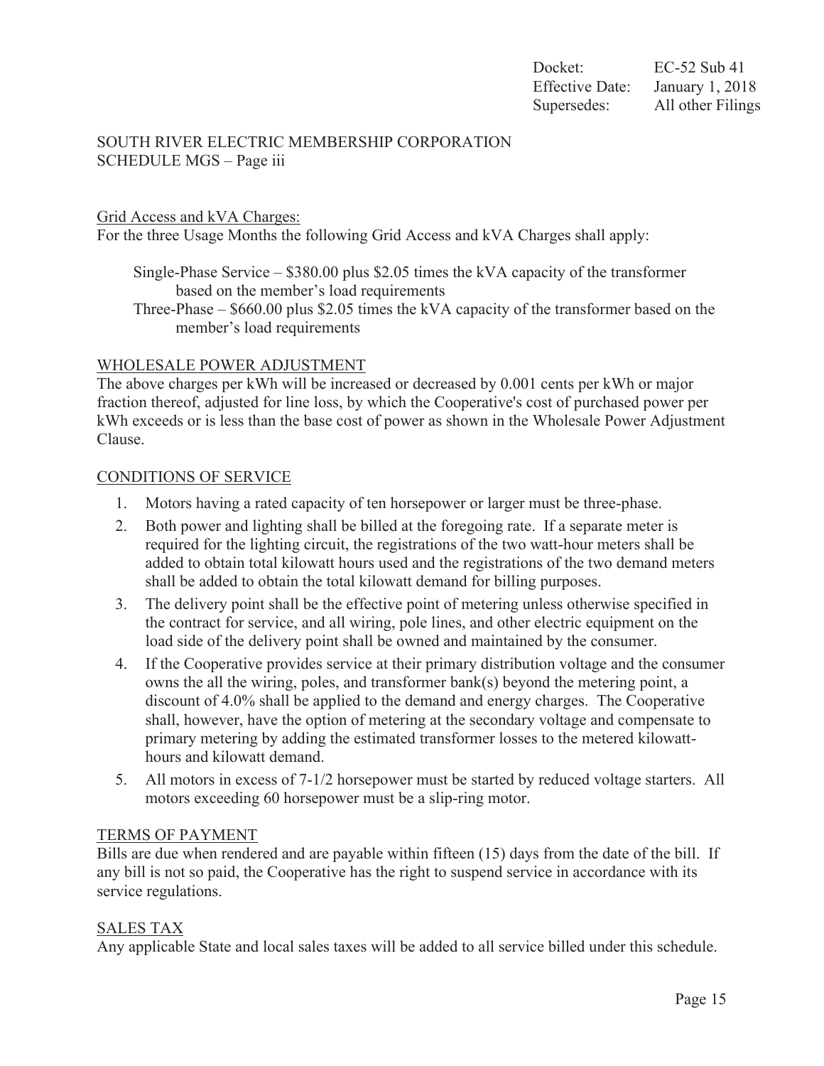Docket: EC-52 Sub 41
Effective Date: January 1, 2018
Supersedes: All other Filings

SOUTH RIVER ELECTRIC MEMBERSHIP CORPORATION
SCHEDULE MGS – Page iii

Grid Access and kVA Charges:

For the three Usage Months the following Grid Access and kVA Charges shall apply:

Single-Phase Service – $380.00 plus $2.05 times the kVA capacity of the transformer based on the member's load requirements

Three-Phase – $660.00 plus $2.05 times the kVA capacity of the transformer based on the member's load requirements

## WHOLESALE POWER ADJUSTMENT

The above charges per kWh will be increased or decreased by 0.001 cents per kWh or major fraction thereof, adjusted for line loss, by which the Cooperative's cost of purchased power per kWh exceeds or is less than the base cost of power as shown in the Wholesale Power Adjustment Clause.

## CONDITIONS OF SERVICE

1. Motors having a rated capacity of ten horsepower or larger must be three-phase.
2. Both power and lighting shall be billed at the foregoing rate. If a separate meter is required for the lighting circuit, the registrations of the two watt-hour meters shall be added to obtain total kilowatt hours used and the registrations of the two demand meters shall be added to obtain the total kilowatt demand for billing purposes.
3. The delivery point shall be the effective point of metering unless otherwise specified in the contract for service, and all wiring, pole lines, and other electric equipment on the load side of the delivery point shall be owned and maintained by the consumer.
4. If the Cooperative provides service at their primary distribution voltage and the consumer owns the all the wiring, poles, and transformer bank(s) beyond the metering point, a discount of 4.0% shall be applied to the demand and energy charges. The Cooperative shall, however, have the option of metering at the secondary voltage and compensate to primary metering by adding the estimated transformer losses to the metered kilowatt-hours and kilowatt demand.
5. All motors in excess of 7-1/2 horsepower must be started by reduced voltage starters. All motors exceeding 60 horsepower must be a slip-ring motor.

## TERMS OF PAYMENT

Bills are due when rendered and are payable within fifteen (15) days from the date of the bill. If any bill is not so paid, the Cooperative has the right to suspend service in accordance with its service regulations.

## SALES TAX

Any applicable State and local sales taxes will be added to all service billed under this schedule.